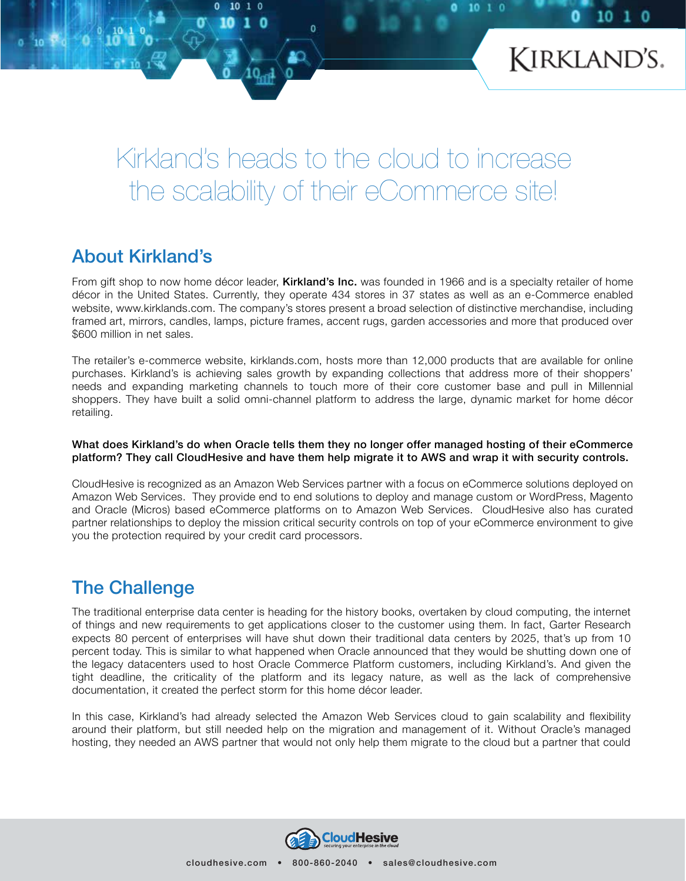# Kirkland's heads to the cloud to increase the scalability of their eCommerce site!

## About Kirkland's

From gift shop to now home décor leader, **Kirkland's Inc.** was founded in 1966 and is a specialty retailer of home décor in the United States. Currently, they operate 434 stores in 37 states as well as an e-Commerce enabled website, www.kirklands.com. The company's stores present a broad selection of distinctive merchandise, including framed art, mirrors, candles, lamps, picture frames, accent rugs, garden accessories and more that produced over $600 million in net sales.

The retailer's e-commerce website, kirklands.com, hosts more than 12,000 products that are available for online purchases. Kirkland's is achieving sales growth by expanding collections that address more of their shoppers' needs and expanding marketing channels to touch more of their core customer base and pull in Millennial shoppers. They have built a solid omni-channel platform to address the large, dynamic market for home décor retailing.

**What does Kirkland's do when Oracle tells them they no longer offer managed hosting of their eCommerce platform? They call CloudHesive and have them help migrate it to AWS and wrap it with security controls.**

CloudHesive is recognized as an Amazon Web Services partner with a focus on eCommerce solutions deployed on Amazon Web Services. They provide end to end solutions to deploy and manage custom or WordPress, Magento and Oracle (Micros) based eCommerce platforms on to Amazon Web Services. CloudHesive also has curated partner relationships to deploy the mission critical security controls on top of your eCommerce environment to give you the protection required by your credit card processors.

## The Challenge

The traditional enterprise data center is heading for the history books, overtaken by cloud computing, the internet of things and new requirements to get applications closer to the customer using them. In fact, Garter Research expects 80 percent of enterprises will have shut down their traditional data centers by 2025, that's up from 10 percent today. This is similar to what happened when Oracle announced that they would be shutting down one of the legacy datacenters used to host Oracle Commerce Platform customers, including Kirkland's. And given the tight deadline, the criticality of the platform and its legacy nature, as well as the lack of comprehensive documentation, it created the perfect storm for this home décor leader.

In this case, Kirkland's had already selected the Amazon Web Services cloud to gain scalability and flexibility around their platform, but still needed help on the migration and management of it. Without Oracle's managed hosting, they needed an AWS partner that would not only help them migrate to the cloud but a partner that could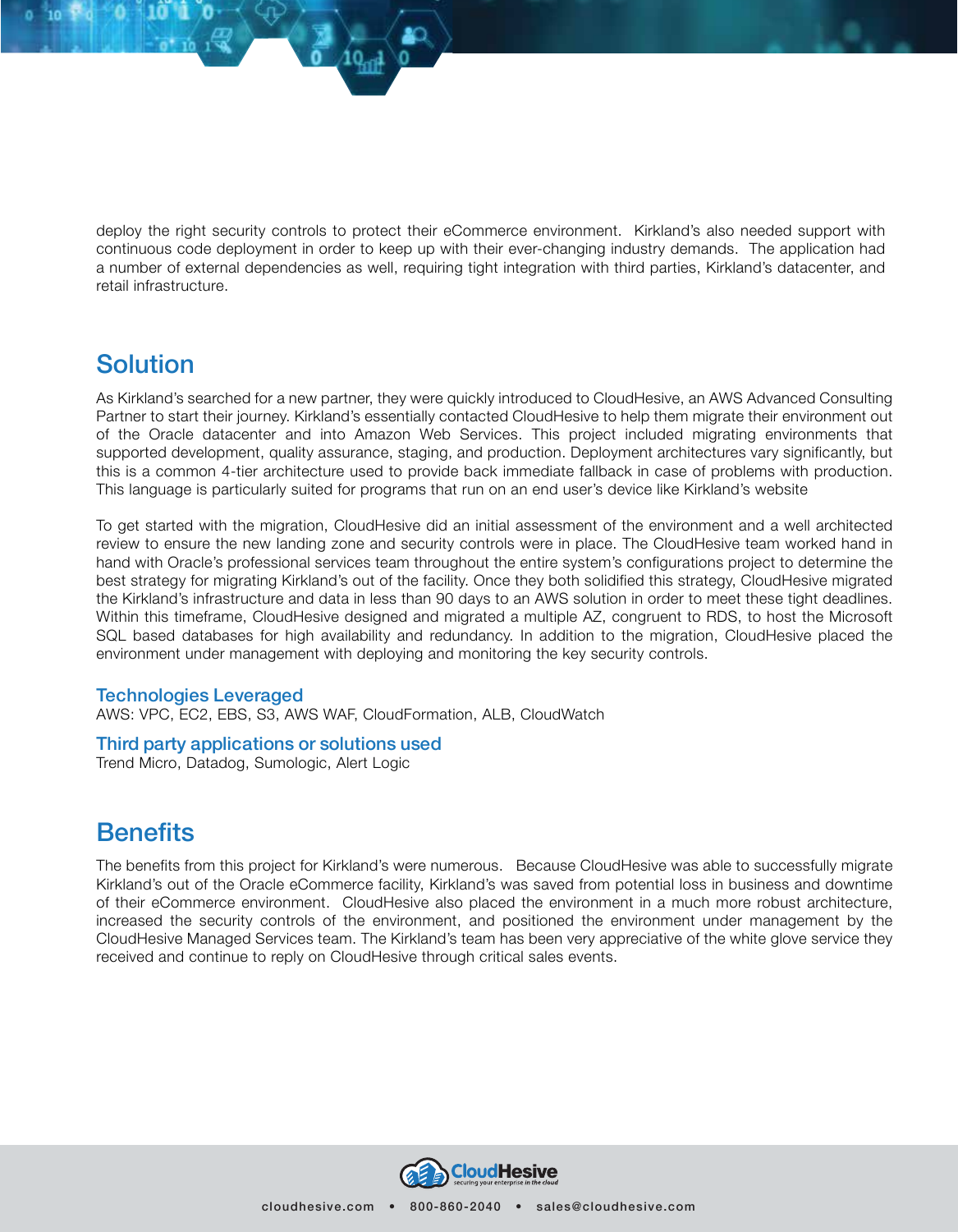deploy the right security controls to protect their eCommerce environment. Kirkland's also needed support with continuous code deployment in order to keep up with their ever-changing industry demands. The application had a number of external dependencies as well, requiring tight integration with third parties, Kirkland's datacenter, and retail infrastructure.

## Solution

As Kirkland's searched for a new partner, they were quickly introduced to CloudHesive, an AWS Advanced Consulting Partner to start their journey. Kirkland's essentially contacted CloudHesive to help them migrate their environment out of the Oracle datacenter and into Amazon Web Services. This project included migrating environments that supported development, quality assurance, staging, and production. Deployment architectures vary significantly, but this is a common 4-tier architecture used to provide back immediate fallback in case of problems with production. This language is particularly suited for programs that run on an end user's device like Kirkland's website

To get started with the migration, CloudHesive did an initial assessment of the environment and a well architected review to ensure the new landing zone and security controls were in place. The CloudHesive team worked hand in hand with Oracle's professional services team throughout the entire system's configurations project to determine the best strategy for migrating Kirkland's out of the facility. Once they both solidified this strategy, CloudHesive migrated the Kirkland's infrastructure and data in less than 90 days to an AWS solution in order to meet these tight deadlines. Within this timeframe, CloudHesive designed and migrated a multiple AZ, congruent to RDS, to host the Microsoft SQL based databases for high availability and redundancy. In addition to the migration, CloudHesive placed the environment under management with deploying and monitoring the key security controls.

### Technologies Leveraged

AWS: VPC, EC2, EBS, S3, AWS WAF, CloudFormation, ALB, CloudWatch

### Third party applications or solutions used

Trend Micro, Datadog, Sumologic, Alert Logic

## Benefits

The benefits from this project for Kirkland's were numerous. Because CloudHesive was able to successfully migrate Kirkland's out of the Oracle eCommerce facility, Kirkland's was saved from potential loss in business and downtime of their eCommerce environment. CloudHesive also placed the environment in a much more robust architecture, increased the security controls of the environment, and positioned the environment under management by the CloudHesive Managed Services team. The Kirkland's team has been very appreciative of the white glove service they received and continue to reply on CloudHesive through critical sales events.

CloudHesive
securing your enterprise in the cloud

cloudhesive.com • 800-860-2040 • sales@cloudhesive.com